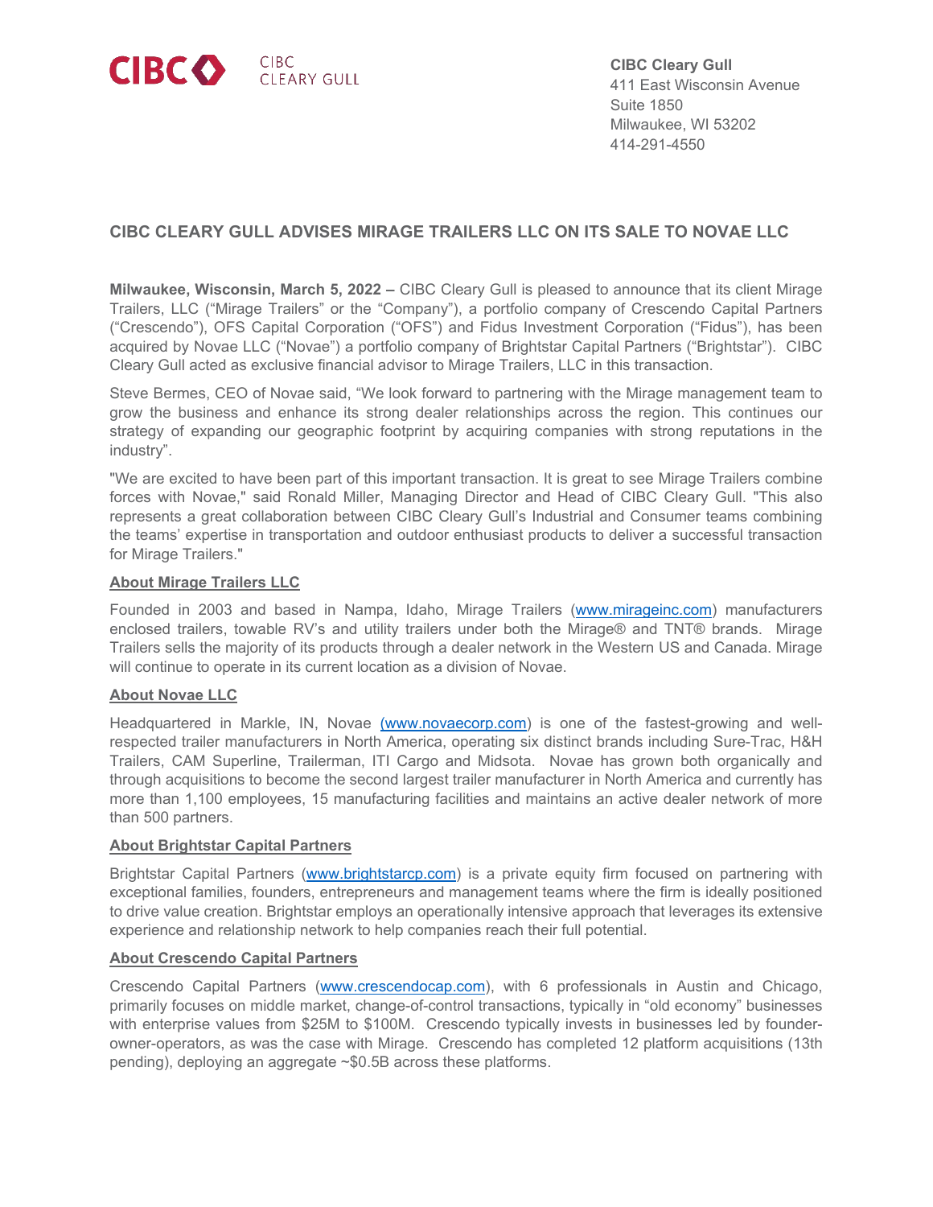CIBC CIBC CLEARY GULL

**CIBC Cleary Gull**
411 East Wisconsin Avenue
Suite 1850
Milwaukee, WI 53202
414-291-4550

## CIBC CLEARY GULL ADVISES MIRAGE TRAILERS LLC ON ITS SALE TO NOVAE LLC

**Milwaukee, Wisconsin, March 5, 2022 –** CIBC Cleary Gull is pleased to announce that its client Mirage Trailers, LLC ("Mirage Trailers" or the "Company"), a portfolio company of Crescendo Capital Partners ("Crescendo"), OFS Capital Corporation ("OFS") and Fidus Investment Corporation ("Fidus"), has been acquired by Novae LLC ("Novae") a portfolio company of Brightstar Capital Partners ("Brightstar"). CIBC Cleary Gull acted as exclusive financial advisor to Mirage Trailers, LLC in this transaction.

Steve Bermes, CEO of Novae said, "We look forward to partnering with the Mirage management team to grow the business and enhance its strong dealer relationships across the region. This continues our strategy of expanding our geographic footprint by acquiring companies with strong reputations in the industry".

"We are excited to have been part of this important transaction. It is great to see Mirage Trailers combine forces with Novae," said Ronald Miller, Managing Director and Head of CIBC Cleary Gull. "This also represents a great collaboration between CIBC Cleary Gull's Industrial and Consumer teams combining the teams' expertise in transportation and outdoor enthusiast products to deliver a successful transaction for Mirage Trailers."

### About Mirage Trailers LLC

Founded in 2003 and based in Nampa, Idaho, Mirage Trailers (www.mirageinc.com) manufacturers enclosed trailers, towable RV's and utility trailers under both the Mirage® and TNT® brands. Mirage Trailers sells the majority of its products through a dealer network in the Western US and Canada. Mirage will continue to operate in its current location as a division of Novae.

### About Novae LLC

Headquartered in Markle, IN, Novae (www.novaecorp.com) is one of the fastest-growing and well-respected trailer manufacturers in North America, operating six distinct brands including Sure-Trac, H&H Trailers, CAM Superline, Trailerman, ITI Cargo and Midsota. Novae has grown both organically and through acquisitions to become the second largest trailer manufacturer in North America and currently has more than 1,100 employees, 15 manufacturing facilities and maintains an active dealer network of more than 500 partners.

### About Brightstar Capital Partners

Brightstar Capital Partners (www.brightstarcp.com) is a private equity firm focused on partnering with exceptional families, founders, entrepreneurs and management teams where the firm is ideally positioned to drive value creation. Brightstar employs an operationally intensive approach that leverages its extensive experience and relationship network to help companies reach their full potential.

### About Crescendo Capital Partners

Crescendo Capital Partners (www.crescendocap.com), with 6 professionals in Austin and Chicago, primarily focuses on middle market, change-of-control transactions, typically in "old economy" businesses with enterprise values from $25M to $100M. Crescendo typically invests in businesses led by founder-owner-operators, as was the case with Mirage. Crescendo has completed 12 platform acquisitions (13th pending), deploying an aggregate ~$0.5B across these platforms.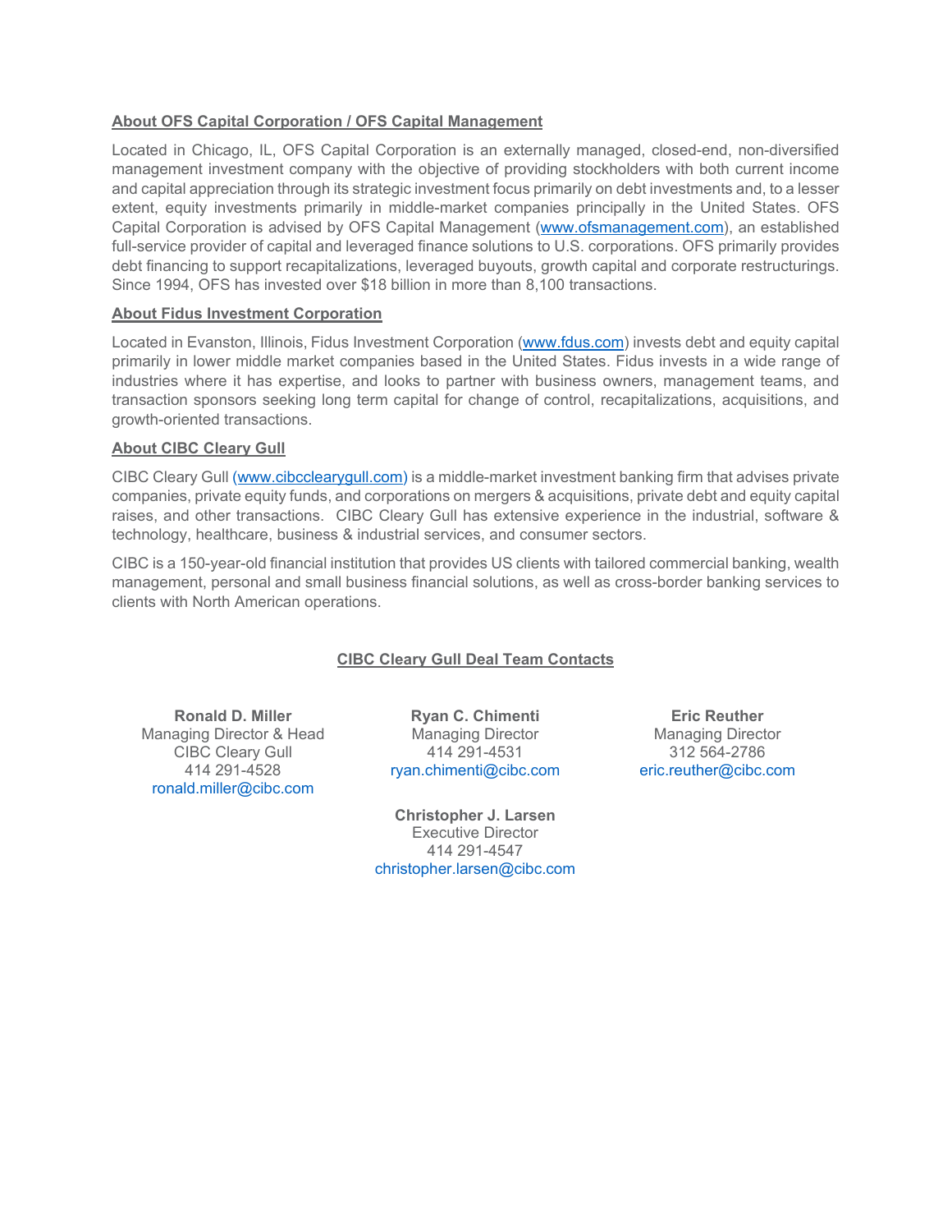**About OFS Capital Corporation / OFS Capital Management**

Located in Chicago, IL, OFS Capital Corporation is an externally managed, closed-end, non-diversified management investment company with the objective of providing stockholders with both current income and capital appreciation through its strategic investment focus primarily on debt investments and, to a lesser extent, equity investments primarily in middle-market companies principally in the United States. OFS Capital Corporation is advised by OFS Capital Management (www.ofsmanagement.com), an established full-service provider of capital and leveraged finance solutions to U.S. corporations. OFS primarily provides debt financing to support recapitalizations, leveraged buyouts, growth capital and corporate restructurings. Since 1994, OFS has invested over $18 billion in more than 8,100 transactions.

**About Fidus Investment Corporation**

Located in Evanston, Illinois, Fidus Investment Corporation (www.fdus.com) invests debt and equity capital primarily in lower middle market companies based in the United States. Fidus invests in a wide range of industries where it has expertise, and looks to partner with business owners, management teams, and transaction sponsors seeking long term capital for change of control, recapitalizations, acquisitions, and growth-oriented transactions.

**About CIBC Cleary Gull**

CIBC Cleary Gull (www.cibcclearygull.com) is a middle-market investment banking firm that advises private companies, private equity funds, and corporations on mergers & acquisitions, private debt and equity capital raises, and other transactions. CIBC Cleary Gull has extensive experience in the industrial, software & technology, healthcare, business & industrial services, and consumer sectors.

CIBC is a 150-year-old financial institution that provides US clients with tailored commercial banking, wealth management, personal and small business financial solutions, as well as cross-border banking services to clients with North American operations.

**CIBC Cleary Gull Deal Team Contacts**

**Ronald D. Miller**
Managing Director & Head
CIBC Cleary Gull
414 291-4528
ronald.miller@cibc.com

**Ryan C. Chimenti**
Managing Director
414 291-4531
ryan.chimenti@cibc.com

**Eric Reuther**
Managing Director
312 564-2786
eric.reuther@cibc.com

**Christopher J. Larsen**
Executive Director
414 291-4547
christopher.larsen@cibc.com